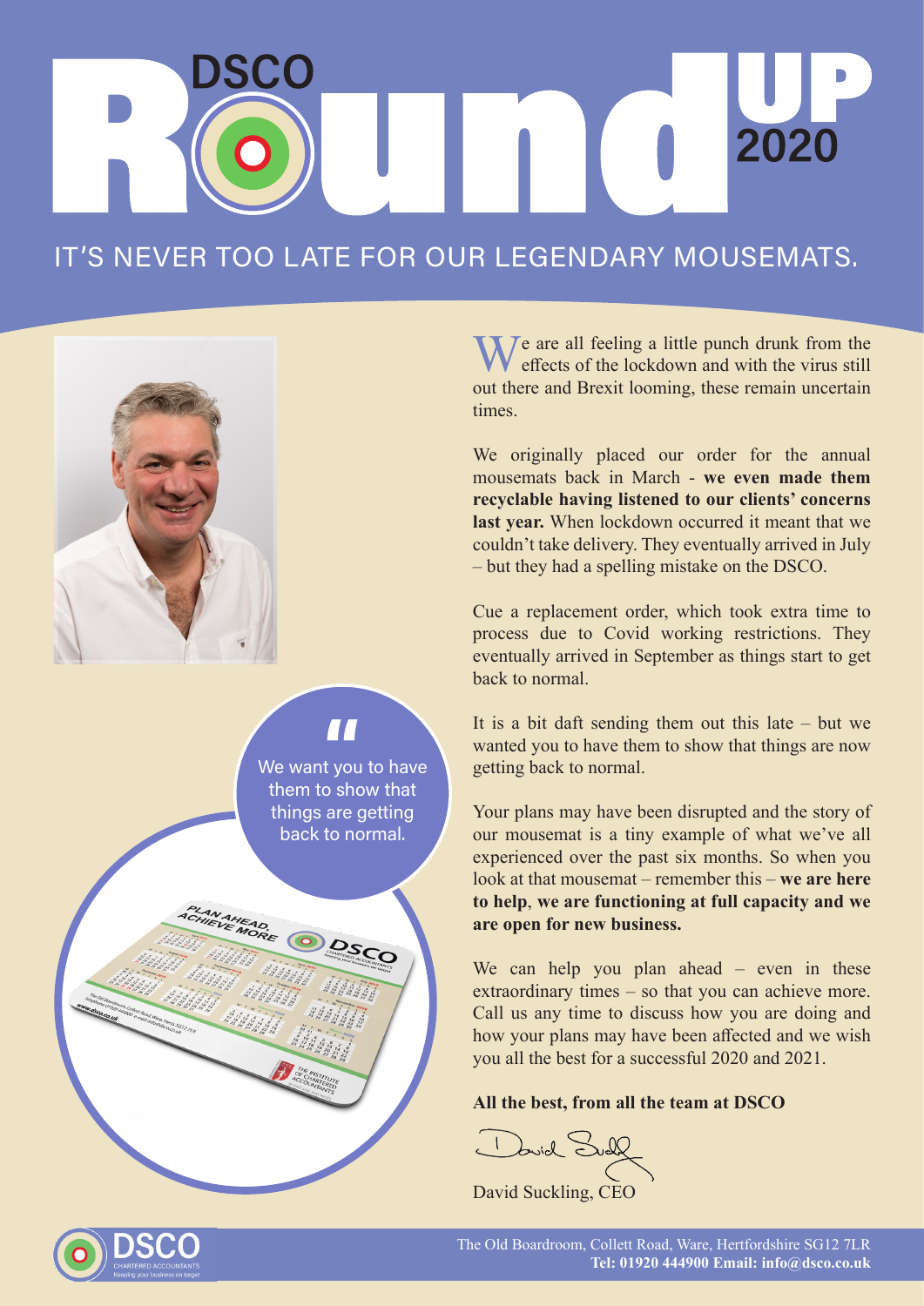# DSCO RoundUP 2020

## IT'S NEVER TOO LATE FOR OUR LEGENDARY MOUSEMATS.

> "We want you to have them to show that things are getting back to normal."

We are all feeling a little punch drunk from the effects of the lockdown and with the virus still out there and Brexit looming, these remain uncertain times.

We originally placed our order for the annual mousemats back in March - **we even made them recyclable having listened to our clients' concerns last year.** When lockdown occurred it meant that we couldn't take delivery. They eventually arrived in July – but they had a spelling mistake on the DSCO.

Cue a replacement order, which took extra time to process due to Covid working restrictions. They eventually arrived in September as things start to get back to normal.

It is a bit daft sending them out this late – but we wanted you to have them to show that things are now getting back to normal.

Your plans may have been disrupted and the story of our mousemat is a tiny example of what we've all experienced over the past six months. So when you look at that mousemat – remember this – **we are here to help**, **we are functioning at full capacity and we are open for new business.**

We can help you plan ahead – even in these extraordinary times – so that you can achieve more. Call us any time to discuss how you are doing and how your plans may have been affected and we wish you all the best for a successful 2020 and 2021.

**All the best, from all the team at DSCO**

David Suckling, CEO

DSCO Chartered Accountants – Keeping your business on target

The Old Boardroom, Collett Road, Ware, Hertfordshire SG12 7LR
**Tel: 01920 444900 Email: info@dsco.co.uk**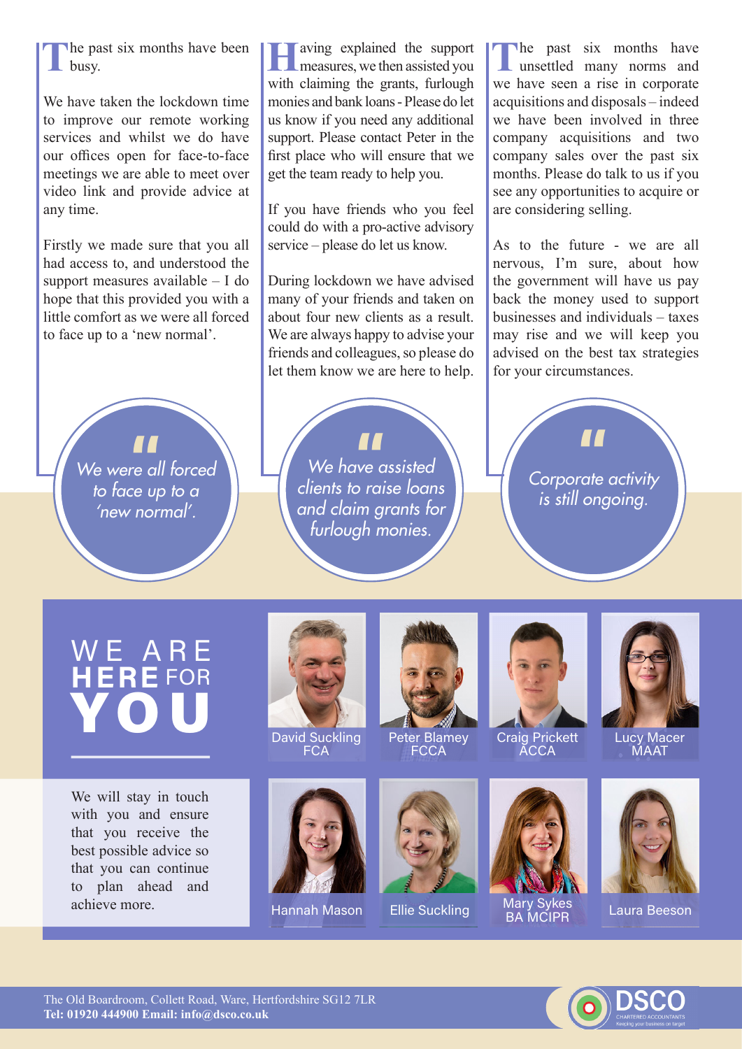The past six months have been busy.

We have taken the lockdown time to improve our remote working services and whilst we do have our offices open for face-to-face meetings we are able to meet over video link and provide advice at any time.

Firstly we made sure that you all had access to, and understood the support measures available – I do hope that this provided you with a little comfort as we were all forced to face up to a 'new normal'.

*"We were all forced to face up to a 'new normal'.*

Having explained the support measures, we then assisted you with claiming the grants, furlough monies and bank loans - Please do let us know if you need any additional support. Please contact Peter in the first place who will ensure that we get the team ready to help you.

If you have friends who you feel could do with a pro-active advisory service – please do let us know.

During lockdown we have advised many of your friends and taken on about four new clients as a result. We are always happy to advise your friends and colleagues, so please do let them know we are here to help.

*"We have assisted clients to raise loans and claim grants for furlough monies.*

The past six months have unsettled many norms and we have seen a rise in corporate acquisitions and disposals – indeed we have been involved in three company acquisitions and two company sales over the past six months. Please do talk to us if you see any opportunities to acquire or are considering selling.

As to the future - we are all nervous, I'm sure, about how the government will have us pay back the money used to support businesses and individuals – taxes may rise and we will keep you advised on the best tax strategies for your circumstances.

*"Corporate activity is still ongoing.*

# WE ARE HERE FOR YOU

We will stay in touch with you and ensure that you receive the best possible advice so that you can continue to plan ahead and achieve more.

David Suckling FCA

Peter Blamey FCCA

Craig Prickett ACCA

Lucy Macer MAAT

Hannah Mason

Ellie Suckling

Mary Sykes BA MCIPR

Laura Beeson

The Old Boardroom, Collett Road, Ware, Hertfordshire SG12 7LR
**Tel: 01920 444900 Email: info@dsco.co.uk**

DSCO CHARTERED ACCOUNTANTS
Keeping your business on target